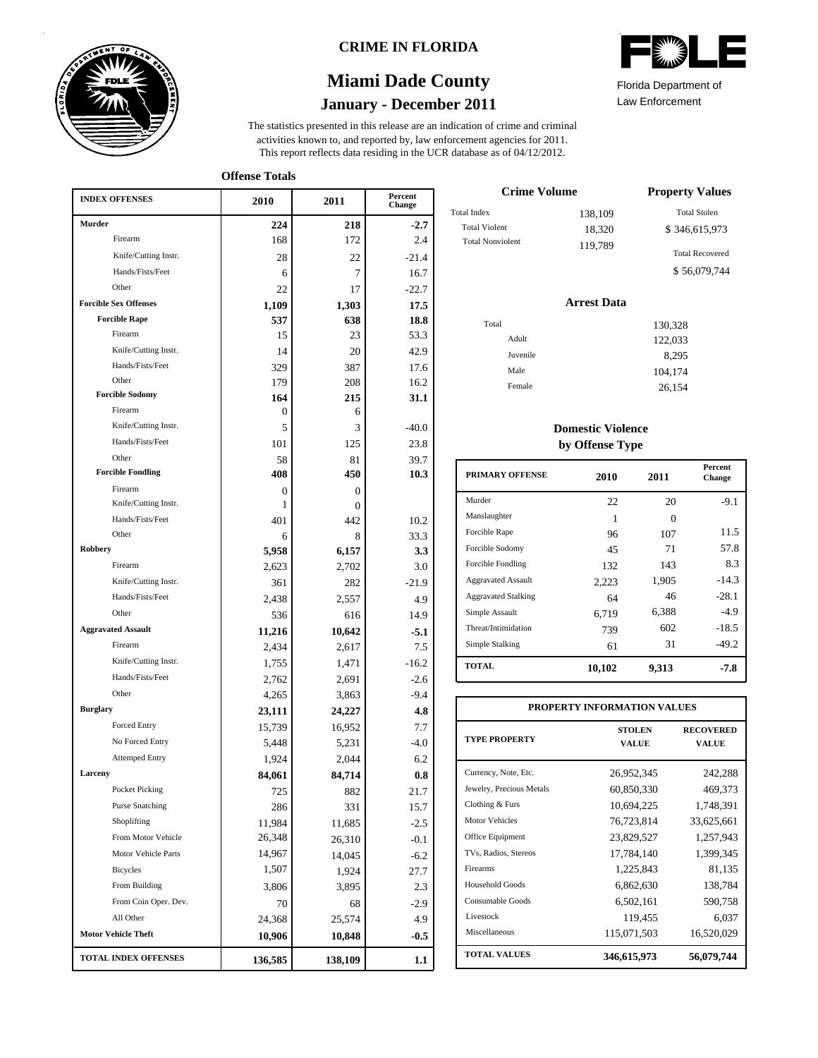# CRIME IN FLORIDA

## Miami Dade County

### January - December 2011

Florida Department of Law Enforcement

The statistics presented in this release are an indication of crime and criminal activities known to, and reported by, law enforcement agencies for 2011. This report reflects data residing in the UCR database as of 04/12/2012.

**Offense Totals**

| INDEX OFFENSES | 2010 | 2011 | Percent Change |
|---|---|---|---|
| **Murder** | **224** | **218** | **-2.7** |
| Firearm | 168 | 172 | 2.4 |
| Knife/Cutting Instr. | 28 | 22 | -21.4 |
| Hands/Fists/Feet | 6 | 7 | 16.7 |
| Other | 22 | 17 | -22.7 |
| **Forcible Sex Offenses** | **1,109** | **1,303** | **17.5** |
| **Forcible Rape** | **537** | **638** | **18.8** |
| Firearm | 15 | 23 | 53.3 |
| Knife/Cutting Instr. | 14 | 20 | 42.9 |
| Hands/Fists/Feet | 329 | 387 | 17.6 |
| Other | 179 | 208 | 16.2 |
| **Forcible Sodomy** | **164** | **215** | **31.1** |
| Firearm | 0 | 6 | |
| Knife/Cutting Instr. | 5 | 3 | -40.0 |
| Hands/Fists/Feet | 101 | 125 | 23.8 |
| Other | 58 | 81 | 39.7 |
| **Forcible Fondling** | **408** | **450** | **10.3** |
| Firearm | 0 | 0 | |
| Knife/Cutting Instr. | 1 | 0 | |
| Hands/Fists/Feet | 401 | 442 | 10.2 |
| Other | 6 | 8 | 33.3 |
| **Robbery** | **5,958** | **6,157** | **3.3** |
| Firearm | 2,623 | 2,702 | 3.0 |
| Knife/Cutting Instr. | 361 | 282 | -21.9 |
| Hands/Fists/Feet | 2,438 | 2,557 | 4.9 |
| Other | 536 | 616 | 14.9 |
| **Aggravated Assault** | **11,216** | **10,642** | **-5.1** |
| Firearm | 2,434 | 2,617 | 7.5 |
| Knife/Cutting Instr. | 1,755 | 1,471 | -16.2 |
| Hands/Fists/Feet | 2,762 | 2,691 | -2.6 |
| Other | 4,265 | 3,863 | -9.4 |
| **Burglary** | **23,111** | **24,227** | **4.8** |
| Forced Entry | 15,739 | 16,952 | 7.7 |
| No Forced Entry | 5,448 | 5,231 | -4.0 |
| Attemped Entry | 1,924 | 2,044 | 6.2 |
| **Larceny** | **84,061** | **84,714** | **0.8** |
| Pocket Picking | 725 | 882 | 21.7 |
| Purse Snatching | 286 | 331 | 15.7 |
| Shoplifting | 11,984 | 11,685 | -2.5 |
| From Motor Vehicle | 26,348 | 26,310 | -0.1 |
| Motor Vehicle Parts | 14,967 | 14,045 | -6.2 |
| Bicycles | 1,507 | 1,924 | 27.7 |
| From Building | 3,806 | 3,895 | 2.3 |
| From Coin Oper. Dev. | 70 | 68 | -2.9 |
| All Other | 24,368 | 25,574 | 4.9 |
| **Motor Vehicle Theft** | **10,906** | **10,848** | **-0.5** |
| **TOTAL INDEX OFFENSES** | **136,585** | **138,109** | **1.1** |

**Crime Volume**

| | |
|---|---|
| Total Index | 138,109 |
| Total Violent | 18,320 |
| Total Nonviolent | 119,789 |

**Property Values**

| | |
|---|---|
| Total Stolen | $ 346,615,973 |
| Total Recovered | $ 56,079,744 |

**Arrest Data**

| | |
|---|---|
| Total | 130,328 |
| Adult | 122,033 |
| Juvenile | 8,295 |
| Male | 104,174 |
| Female | 26,154 |

**Domestic Violence by Offense Type**

| PRIMARY OFFENSE | 2010 | 2011 | Percent Change |
|---|---|---|---|
| Murder | 22 | 20 | -9.1 |
| Manslaughter | 1 | 0 | |
| Forcible Rape | 96 | 107 | 11.5 |
| Forcible Sodomy | 45 | 71 | 57.8 |
| Forcible Fondling | 132 | 143 | 8.3 |
| Aggravated Assault | 2,223 | 1,905 | -14.3 |
| Aggravated Stalking | 64 | 46 | -28.1 |
| Simple Assault | 6,719 | 6,388 | -4.9 |
| Threat/Intimidation | 739 | 602 | -18.5 |
| Simple Stalking | 61 | 31 | -49.2 |
| **TOTAL** | **10,102** | **9,313** | **-7.8** |

**PROPERTY INFORMATION VALUES**

| TYPE PROPERTY | STOLEN VALUE | RECOVERED VALUE |
|---|---|---|
| Currency, Note, Etc. | 26,952,345 | 242,288 |
| Jewelry, Precious Metals | 60,850,330 | 469,373 |
| Clothing & Furs | 10,694,225 | 1,748,391 |
| Motor Vehicles | 76,723,814 | 33,625,661 |
| Office Equipment | 23,829,527 | 1,257,943 |
| TVs, Radios, Stereos | 17,784,140 | 1,399,345 |
| Firearms | 1,225,843 | 81,135 |
| Household Goods | 6,862,630 | 138,784 |
| Consumable Goods | 6,502,161 | 590,758 |
| Livestock | 119,455 | 6,037 |
| Miscellaneous | 115,071,503 | 16,520,029 |
| **TOTAL VALUES** | **346,615,973** | **56,079,744** |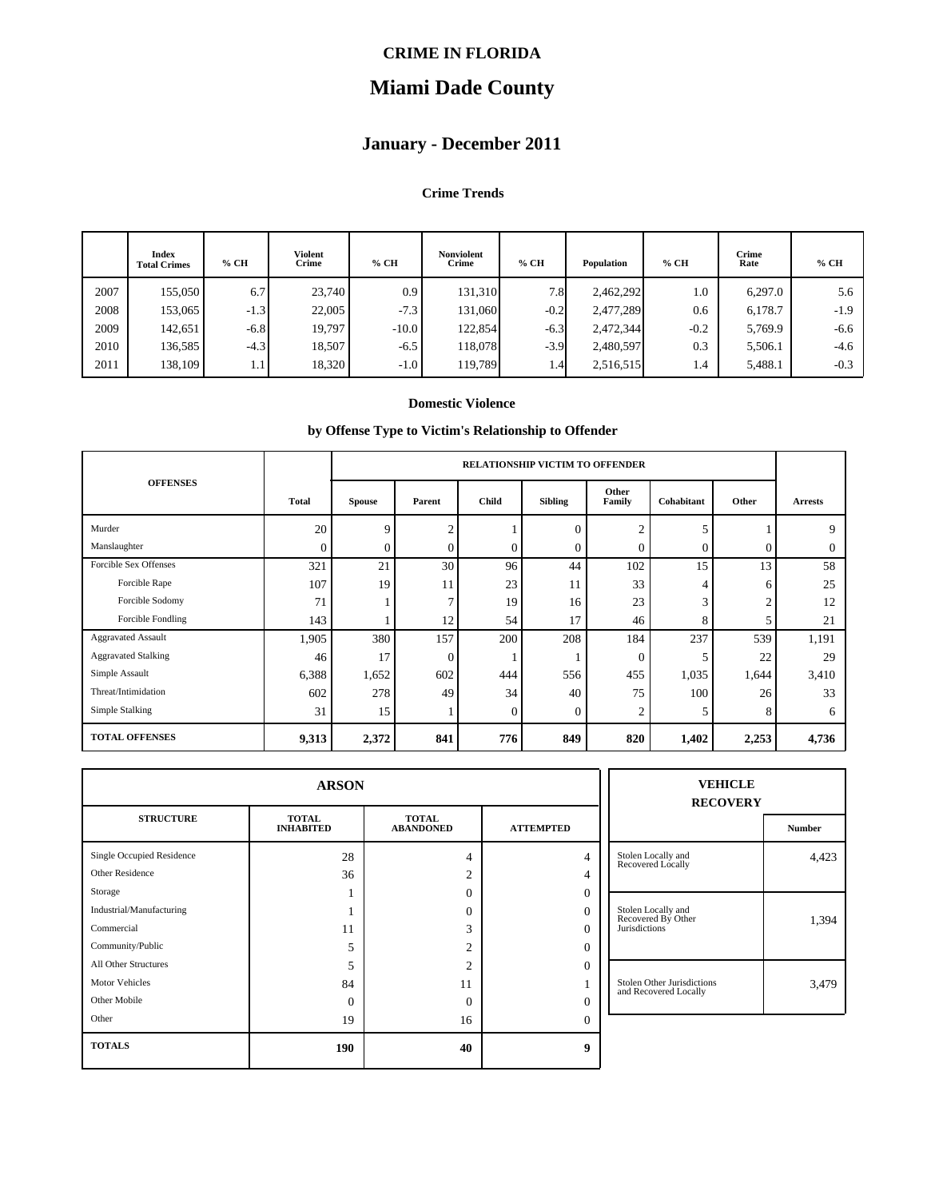**CRIME IN FLORIDA**

# Miami Dade County

## January - December 2011

### Crime Trends

| | Index Total Crimes | % CH | Violent Crime | % CH | Nonviolent Crime | % CH | Population | % CH | Crime Rate | % CH |
|---|---|---|---|---|---|---|---|---|---|---|
| 2007 | 155,050 | 6.7 | 23,740 | 0.9 | 131,310 | 7.8 | 2,462,292 | 1.0 | 6,297.0 | 5.6 |
| 2008 | 153,065 | -1.3 | 22,005 | -7.3 | 131,060 | -0.2 | 2,477,289 | 0.6 | 6,178.7 | -1.9 |
| 2009 | 142,651 | -6.8 | 19,797 | -10.0 | 122,854 | -6.3 | 2,472,344 | -0.2 | 5,769.9 | -6.6 |
| 2010 | 136,585 | -4.3 | 18,507 | -6.5 | 118,078 | -3.9 | 2,480,597 | 0.3 | 5,506.1 | -4.6 |
| 2011 | 138,109 | 1.1 | 18,320 | -1.0 | 119,789 | 1.4 | 2,516,515 | 1.4 | 5,488.1 | -0.3 |

### Domestic Violence

### by Offense Type to Victim's Relationship to Offender

| OFFENSES | Total | RELATIONSHIP VICTIM TO OFFENDER | | | | | | | Arrests |
|---|---|---|---|---|---|---|---|---|---|
| | | Spouse | Parent | Child | Sibling | Other Family | Cohabitant | Other | |
| Murder | 20 | 9 | 2 | 1 | 0 | 2 | 5 | 1 | 9 |
| Manslaughter | 0 | 0 | 0 | 0 | 0 | 0 | 0 | 0 | 0 |
| Forcible Sex Offenses | 321 | 21 | 30 | 96 | 44 | 102 | 15 | 13 | 58 |
| Forcible Rape | 107 | 19 | 11 | 23 | 11 | 33 | 4 | 6 | 25 |
| Forcible Sodomy | 71 | 1 | 7 | 19 | 16 | 23 | 3 | 2 | 12 |
| Forcible Fondling | 143 | 1 | 12 | 54 | 17 | 46 | 8 | 5 | 21 |
| Aggravated Assault | 1,905 | 380 | 157 | 200 | 208 | 184 | 237 | 539 | 1,191 |
| Aggravated Stalking | 46 | 17 | 0 | 1 | 1 | 0 | 5 | 22 | 29 |
| Simple Assault | 6,388 | 1,652 | 602 | 444 | 556 | 455 | 1,035 | 1,644 | 3,410 |
| Threat/Intimidation | 602 | 278 | 49 | 34 | 40 | 75 | 100 | 26 | 33 |
| Simple Stalking | 31 | 15 | 1 | 0 | 0 | 2 | 5 | 8 | 6 |
| **TOTAL OFFENSES** | **9,313** | **2,372** | **841** | **776** | **849** | **820** | **1,402** | **2,253** | **4,736** |

### ARSON

| STRUCTURE | TOTAL INHABITED | TOTAL ABANDONED | ATTEMPTED |
|---|---|---|---|
| Single Occupied Residence | 28 | 4 | 4 |
| Other Residence | 36 | 2 | 4 |
| Storage | 1 | 0 | 0 |
| Industrial/Manufacturing | 1 | 0 | 0 |
| Commercial | 11 | 3 | 0 |
| Community/Public | 5 | 2 | 0 |
| All Other Structures | 5 | 2 | 0 |
| Motor Vehicles | 84 | 11 | 1 |
| Other Mobile | 0 | 0 | 0 |
| Other | 19 | 16 | 0 |
| **TOTALS** | **190** | **40** | **9** |

### VEHICLE RECOVERY

| | Number |
|---|---|
| Stolen Locally and Recovered Locally | 4,423 |
| Stolen Locally and Recovered By Other Jurisdictions | 1,394 |
| Stolen Other Jurisdictions and Recovered Locally | 3,479 |